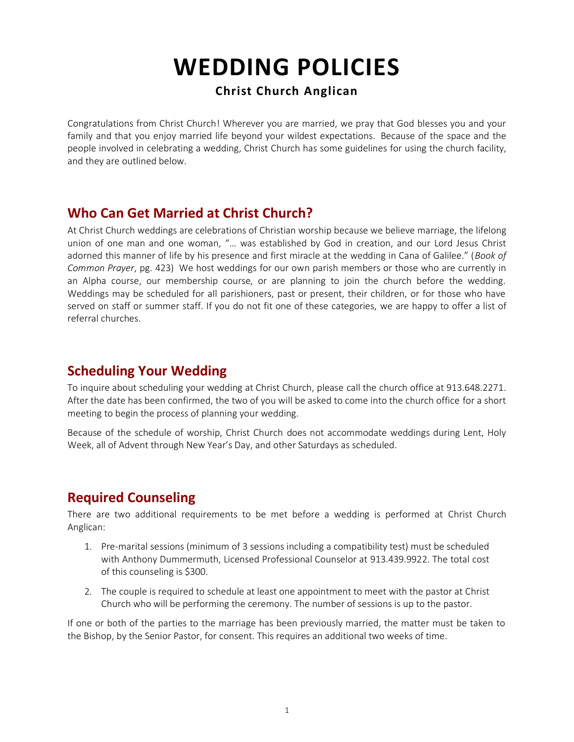# WEDDING POLICIES

**Christ Church Anglican**

Congratulations from Christ Church! Wherever you are married, we pray that God blesses you and your family and that you enjoy married life beyond your wildest expectations. Because of the space and the people involved in celebrating a wedding, Christ Church has some guidelines for using the church facility, and they are outlined below.

## Who Can Get Married at Christ Church?

At Christ Church weddings are celebrations of Christian worship because we believe marriage, the lifelong union of one man and one woman, "… was established by God in creation, and our Lord Jesus Christ adorned this manner of life by his presence and first miracle at the wedding in Cana of Galilee." (*Book of Common Prayer*, pg. 423) We host weddings for our own parish members or those who are currently in an Alpha course, our membership course, or are planning to join the church before the wedding. Weddings may be scheduled for all parishioners, past or present, their children, or for those who have served on staff or summer staff. If you do not fit one of these categories, we are happy to offer a list of referral churches.

## Scheduling Your Wedding

To inquire about scheduling your wedding at Christ Church, please call the church office at 913.648.2271. After the date has been confirmed, the two of you will be asked to come into the church office for a short meeting to begin the process of planning your wedding.

Because of the schedule of worship, Christ Church does not accommodate weddings during Lent, Holy Week, all of Advent through New Year's Day, and other Saturdays as scheduled.

## Required Counseling

There are two additional requirements to be met before a wedding is performed at Christ Church Anglican:

1. Pre-marital sessions (minimum of 3 sessions including a compatibility test) must be scheduled with Anthony Dummermuth, Licensed Professional Counselor at 913.439.9922. The total cost of this counseling is $300.
2. The couple is required to schedule at least one appointment to meet with the pastor at Christ Church who will be performing the ceremony. The number of sessions is up to the pastor.

If one or both of the parties to the marriage has been previously married, the matter must be taken to the Bishop, by the Senior Pastor, for consent. This requires an additional two weeks of time.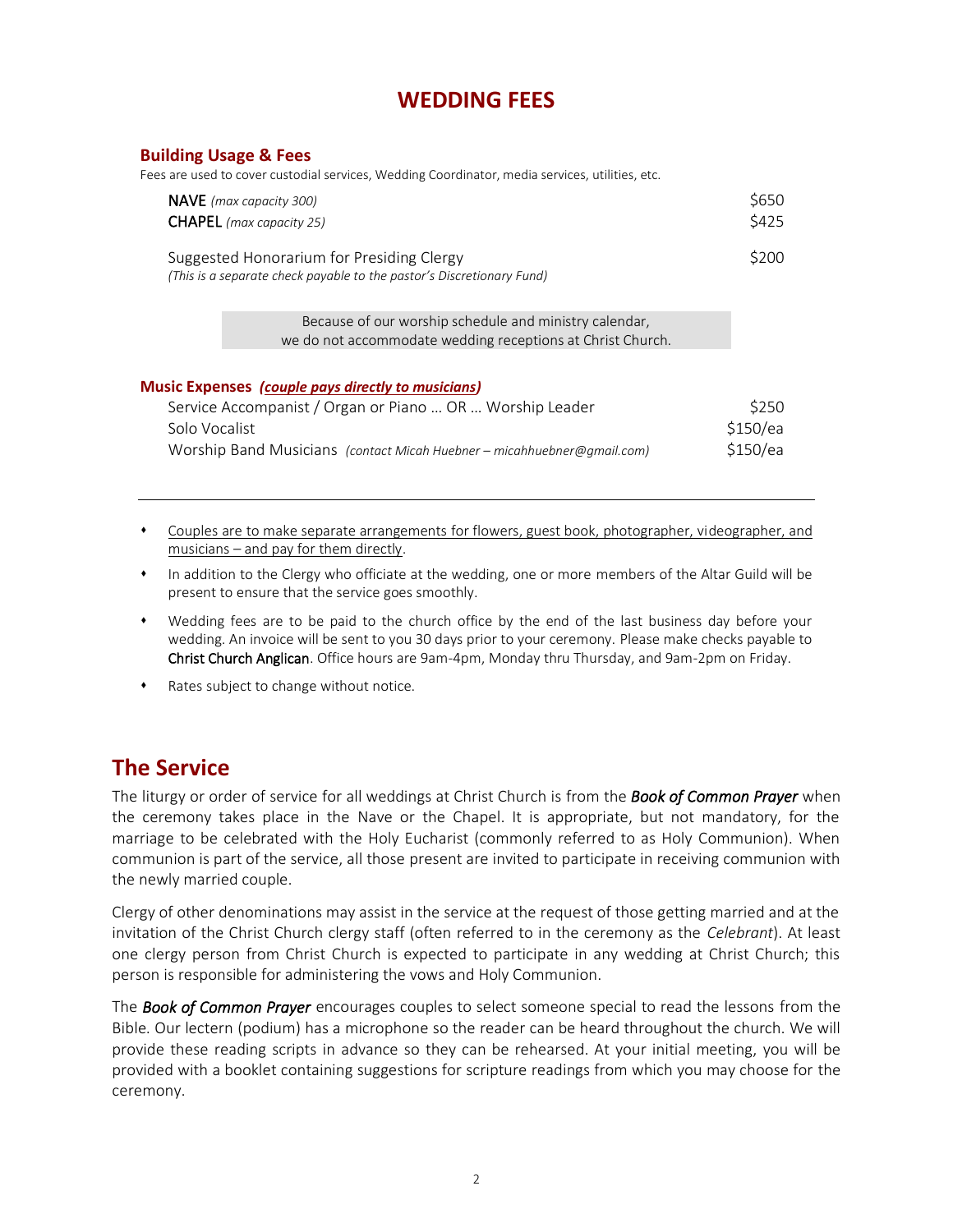# WEDDING FEES

### Building Usage & Fees

Fees are used to cover custodial services, Wedding Coordinator, media services, utilities, etc.

| | |
|---|---|
| **NAVE** *(max capacity 300)* | $650 |
| **CHAPEL** *(max capacity 25)* | $425 |
| Suggested Honorarium for Presiding Clergy *(This is a separate check payable to the pastor's Discretionary Fund)* | $200 |

Because of our worship schedule and ministry calendar, we do not accommodate wedding receptions at Christ Church.

### Music Expenses *(couple pays directly to musicians)*

| | |
|---|---|
| Service Accompanist / Organ or Piano … OR … Worship Leader | $250 |
| Solo Vocalist | $150/ea |
| Worship Band Musicians *(contact Micah Huebner – micahhuebner@gmail.com)* | $150/ea |

---

- Couples are to make separate arrangements for flowers, guest book, photographer, videographer, and musicians – and pay for them directly.
- In addition to the Clergy who officiate at the wedding, one or more members of the Altar Guild will be present to ensure that the service goes smoothly.
- Wedding fees are to be paid to the church office by the end of the last business day before your wedding. An invoice will be sent to you 30 days prior to your ceremony. Please make checks payable to **Christ Church Anglican**. Office hours are 9am-4pm, Monday thru Thursday, and 9am-2pm on Friday.
- Rates subject to change without notice.

## The Service

The liturgy or order of service for all weddings at Christ Church is from the ***Book of Common Prayer*** when the ceremony takes place in the Nave or the Chapel. It is appropriate, but not mandatory, for the marriage to be celebrated with the Holy Eucharist (commonly referred to as Holy Communion). When communion is part of the service, all those present are invited to participate in receiving communion with the newly married couple.

Clergy of other denominations may assist in the service at the request of those getting married and at the invitation of the Christ Church clergy staff (often referred to in the ceremony as the *Celebrant*). At least one clergy person from Christ Church is expected to participate in any wedding at Christ Church; this person is responsible for administering the vows and Holy Communion.

The ***Book of Common Prayer*** encourages couples to select someone special to read the lessons from the Bible. Our lectern (podium) has a microphone so the reader can be heard throughout the church. We will provide these reading scripts in advance so they can be rehearsed. At your initial meeting, you will be provided with a booklet containing suggestions for scripture readings from which you may choose for the ceremony.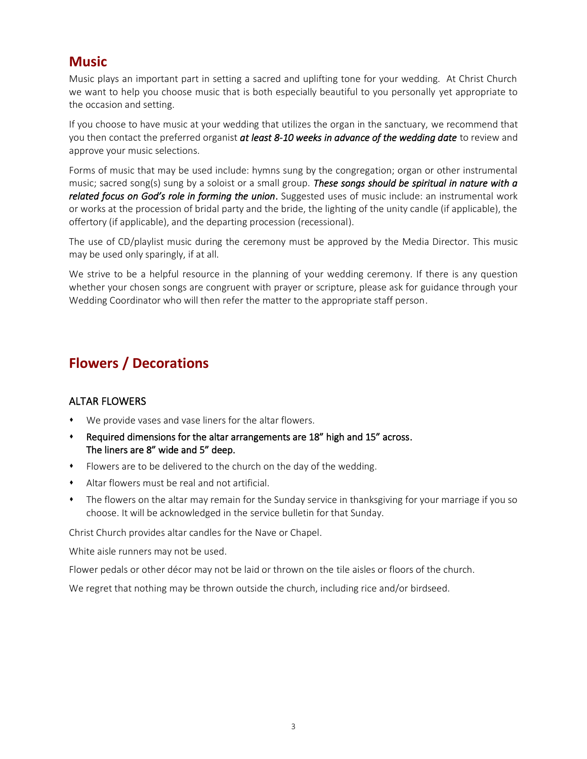## Music

Music plays an important part in setting a sacred and uplifting tone for your wedding. At Christ Church we want to help you choose music that is both especially beautiful to you personally yet appropriate to the occasion and setting.

If you choose to have music at your wedding that utilizes the organ in the sanctuary, we recommend that you then contact the preferred organist ***at least 8-10 weeks in advance of the wedding date*** to review and approve your music selections.

Forms of music that may be used include: hymns sung by the congregation; organ or other instrumental music; sacred song(s) sung by a soloist or a small group. ***These songs should be spiritual in nature with a related focus on God's role in forming the union***. Suggested uses of music include: an instrumental work or works at the procession of bridal party and the bride, the lighting of the unity candle (if applicable), the offertory (if applicable), and the departing procession (recessional).

The use of CD/playlist music during the ceremony must be approved by the Media Director. This music may be used only sparingly, if at all.

We strive to be a helpful resource in the planning of your wedding ceremony. If there is any question whether your chosen songs are congruent with prayer or scripture, please ask for guidance through your Wedding Coordinator who will then refer the matter to the appropriate staff person.

## Flowers / Decorations

### ALTAR FLOWERS

- We provide vases and vase liners for the altar flowers.
- Required dimensions for the altar arrangements are 18" high and 15" across. The liners are 8" wide and 5" deep.
- Flowers are to be delivered to the church on the day of the wedding.
- Altar flowers must be real and not artificial.
- The flowers on the altar may remain for the Sunday service in thanksgiving for your marriage if you so choose. It will be acknowledged in the service bulletin for that Sunday.

Christ Church provides altar candles for the Nave or Chapel.

White aisle runners may not be used.

Flower pedals or other décor may not be laid or thrown on the tile aisles or floors of the church.

We regret that nothing may be thrown outside the church, including rice and/or birdseed.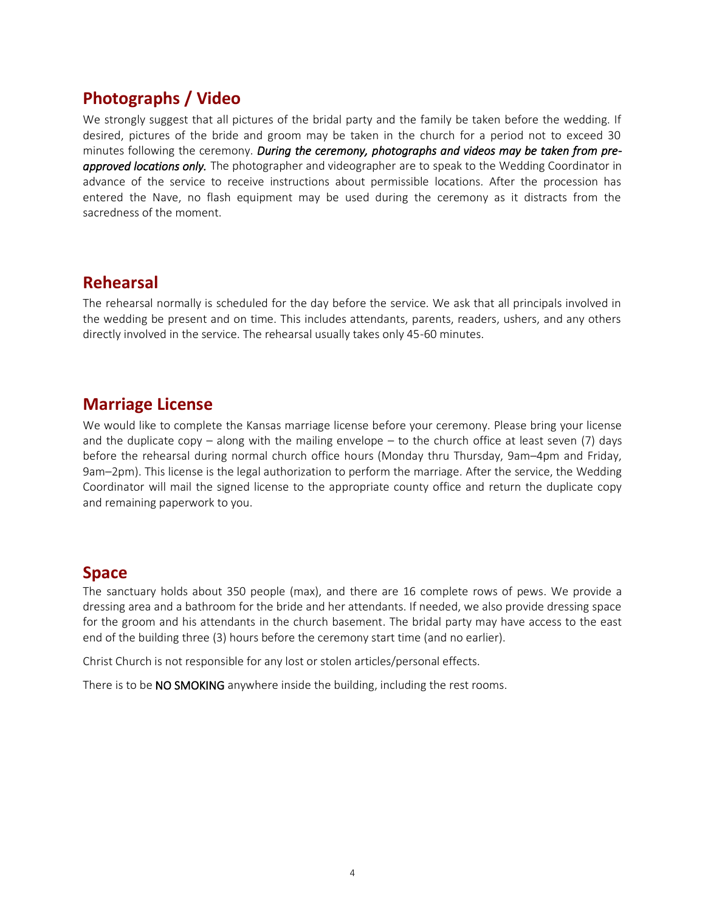## Photographs / Video

We strongly suggest that all pictures of the bridal party and the family be taken before the wedding. If desired, pictures of the bride and groom may be taken in the church for a period not to exceed 30 minutes following the ceremony. ***During the ceremony, photographs and videos may be taken from pre-approved locations only.*** The photographer and videographer are to speak to the Wedding Coordinator in advance of the service to receive instructions about permissible locations. After the procession has entered the Nave, no flash equipment may be used during the ceremony as it distracts from the sacredness of the moment.

## Rehearsal

The rehearsal normally is scheduled for the day before the service. We ask that all principals involved in the wedding be present and on time. This includes attendants, parents, readers, ushers, and any others directly involved in the service. The rehearsal usually takes only 45-60 minutes.

## Marriage License

We would like to complete the Kansas marriage license before your ceremony. Please bring your license and the duplicate copy – along with the mailing envelope – to the church office at least seven (7) days before the rehearsal during normal church office hours (Monday thru Thursday, 9am–4pm and Friday, 9am–2pm). This license is the legal authorization to perform the marriage. After the service, the Wedding Coordinator will mail the signed license to the appropriate county office and return the duplicate copy and remaining paperwork to you.

## Space

The sanctuary holds about 350 people (max), and there are 16 complete rows of pews. We provide a dressing area and a bathroom for the bride and her attendants. If needed, we also provide dressing space for the groom and his attendants in the church basement. The bridal party may have access to the east end of the building three (3) hours before the ceremony start time (and no earlier).

Christ Church is not responsible for any lost or stolen articles/personal effects.

There is to be NO SMOKING anywhere inside the building, including the rest rooms.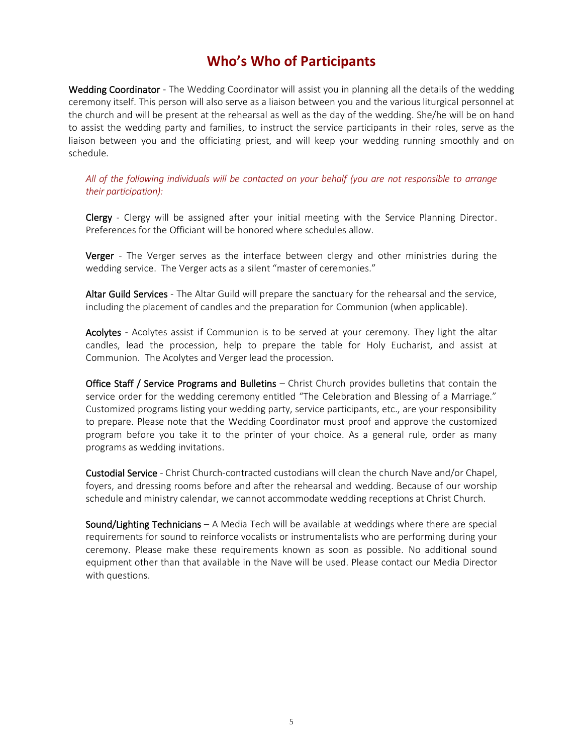# Who's Who of Participants

**Wedding Coordinator** - The Wedding Coordinator will assist you in planning all the details of the wedding ceremony itself. This person will also serve as a liaison between you and the various liturgical personnel at the church and will be present at the rehearsal as well as the day of the wedding. She/he will be on hand to assist the wedding party and families, to instruct the service participants in their roles, serve as the liaison between you and the officiating priest, and will keep your wedding running smoothly and on schedule.

*All of the following individuals will be contacted on your behalf (you are not responsible to arrange their participation):*

**Clergy** - Clergy will be assigned after your initial meeting with the Service Planning Director. Preferences for the Officiant will be honored where schedules allow.

**Verger** - The Verger serves as the interface between clergy and other ministries during the wedding service. The Verger acts as a silent "master of ceremonies."

**Altar Guild Services** - The Altar Guild will prepare the sanctuary for the rehearsal and the service, including the placement of candles and the preparation for Communion (when applicable).

**Acolytes** - Acolytes assist if Communion is to be served at your ceremony. They light the altar candles, lead the procession, help to prepare the table for Holy Eucharist, and assist at Communion. The Acolytes and Verger lead the procession.

**Office Staff / Service Programs and Bulletins** – Christ Church provides bulletins that contain the service order for the wedding ceremony entitled "The Celebration and Blessing of a Marriage." Customized programs listing your wedding party, service participants, etc., are your responsibility to prepare. Please note that the Wedding Coordinator must proof and approve the customized program before you take it to the printer of your choice. As a general rule, order as many programs as wedding invitations.

**Custodial Service** - Christ Church-contracted custodians will clean the church Nave and/or Chapel, foyers, and dressing rooms before and after the rehearsal and wedding. Because of our worship schedule and ministry calendar, we cannot accommodate wedding receptions at Christ Church.

**Sound/Lighting Technicians** – A Media Tech will be available at weddings where there are special requirements for sound to reinforce vocalists or instrumentalists who are performing during your ceremony. Please make these requirements known as soon as possible. No additional sound equipment other than that available in the Nave will be used. Please contact our Media Director with questions.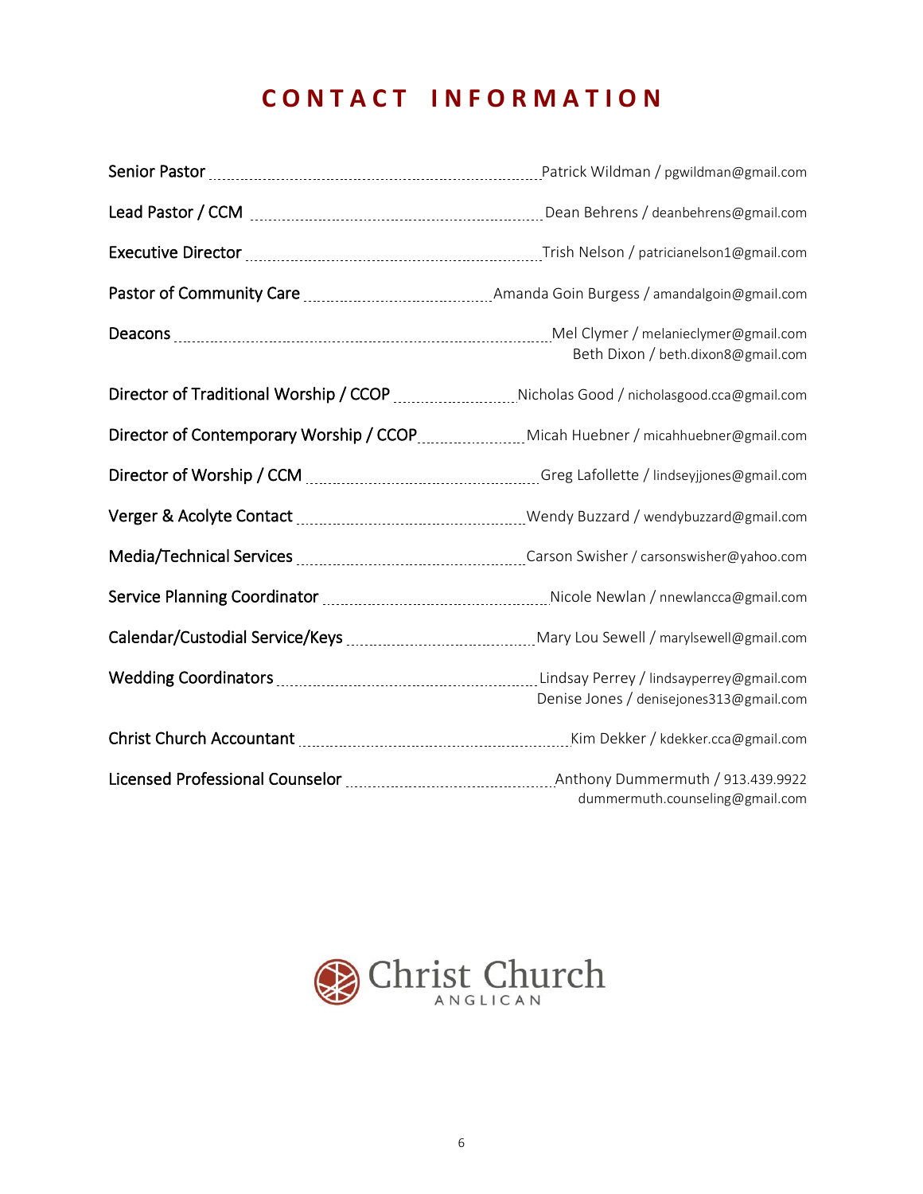# CONTACT INFORMATION

| | |
|---|---|
| Senior Pastor | Patrick Wildman / pgwildman@gmail.com |
| Lead Pastor / CCM | Dean Behrens / deanbehrens@gmail.com |
| Executive Director | Trish Nelson / patricianelson1@gmail.com |
| Pastor of Community Care | Amanda Goin Burgess / amandalgoin@gmail.com |
| Deacons | Mel Clymer / melanieclymer@gmail.com<br>Beth Dixon / beth.dixon8@gmail.com |
| Director of Traditional Worship / CCOP | Nicholas Good / nicholasgood.cca@gmail.com |
| Director of Contemporary Worship / CCOP | Micah Huebner / micahhuebner@gmail.com |
| Director of Worship / CCM | Greg Lafollette / lindseyjjones@gmail.com |
| Verger & Acolyte Contact | Wendy Buzzard / wendybuzzard@gmail.com |
| Media/Technical Services | Carson Swisher / carsonswisher@yahoo.com |
| Service Planning Coordinator | Nicole Newlan / nnewlancca@gmail.com |
| Calendar/Custodial Service/Keys | Mary Lou Sewell / marylsewell@gmail.com |
| Wedding Coordinators | Lindsay Perrey / lindsayperrey@gmail.com<br>Denise Jones / denisejones313@gmail.com |
| Christ Church Accountant | Kim Dekker / kdekker.cca@gmail.com |
| Licensed Professional Counselor | Anthony Dummermuth / 913.439.9922<br>dummermuth.counseling@gmail.com |

Christ Church
ANGLICAN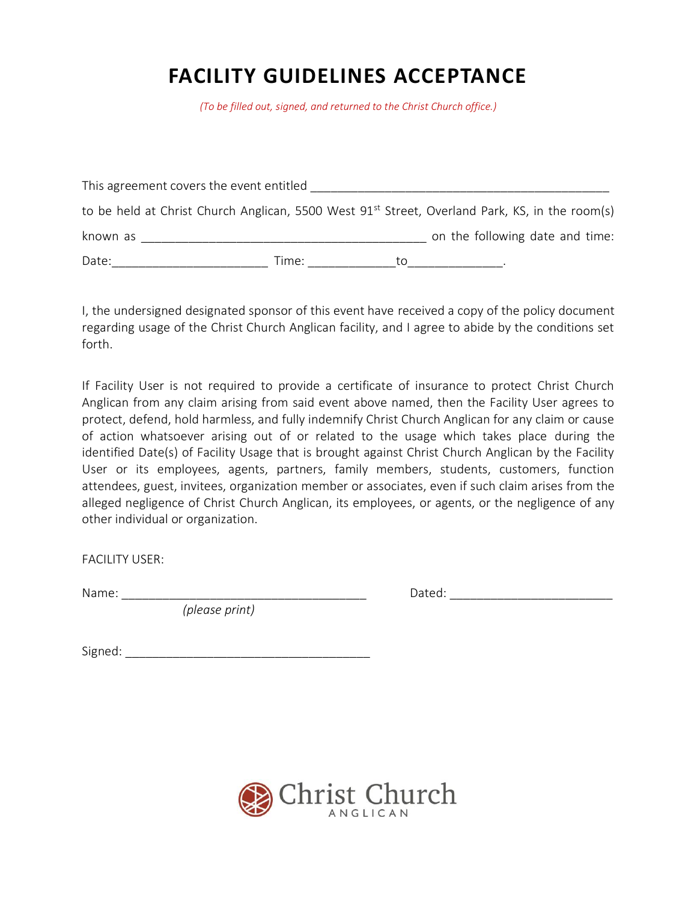# FACILITY GUIDELINES ACCEPTANCE

*(To be filled out, signed, and returned to the Christ Church office.)*

This agreement covers the event entitled _____________________________________________

to be held at Christ Church Anglican, 5500 West 91st Street, Overland Park, KS, in the room(s)

known as ___________________________________________ on the following date and time:

Date:_______________________ Time: ____________to_____________.

I, the undersigned designated sponsor of this event have received a copy of the policy document regarding usage of the Christ Church Anglican facility, and I agree to abide by the conditions set forth.

If Facility User is not required to provide a certificate of insurance to protect Christ Church Anglican from any claim arising from said event above named, then the Facility User agrees to protect, defend, hold harmless, and fully indemnify Christ Church Anglican for any claim or cause of action whatsoever arising out of or related to the usage which takes place during the identified Date(s) of Facility Usage that is brought against Christ Church Anglican by the Facility User or its employees, agents, partners, family members, students, customers, function attendees, guest, invitees, organization member or associates, even if such claim arises from the alleged negligence of Christ Church Anglican, its employees, or agents, or the negligence of any other individual or organization.

FACILITY USER:

Name: _____________________________________ Dated: ________________________

*(please print)*

Signed: _____________________________________

Christ Church
ANGLICAN